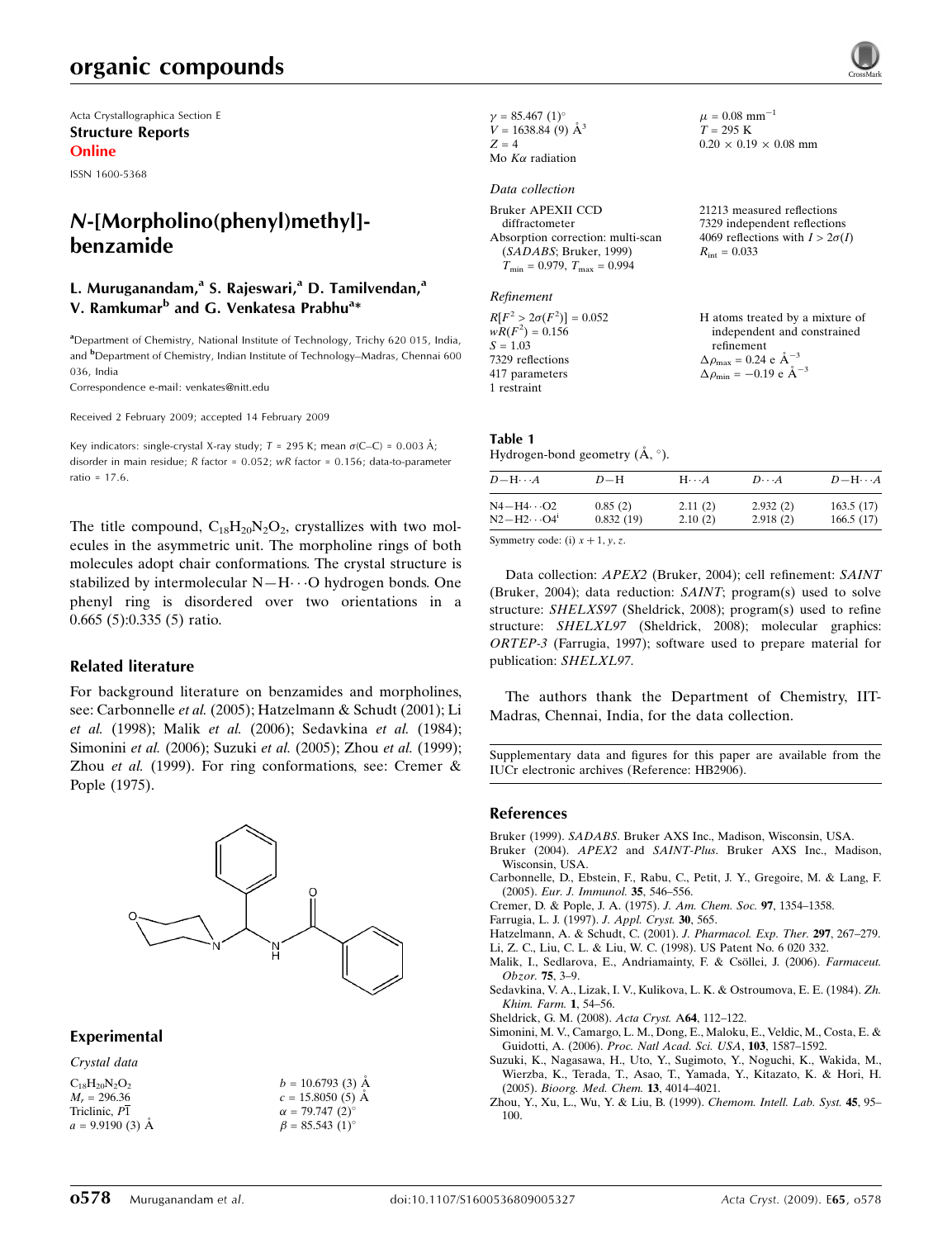Acta Crystallographica Section E

**Structure Reports Online**

ISSN 1600-5368

# N-[Morpholino(phenyl)methyl]-benzamide

**L. Muruganandam,[a] S. Rajeswari,[a] D. Tamilvendan,[a] V. Ramkumar[b] and G. Venkatesa Prabhu[a]***

[a]Department of Chemistry, National Institute of Technology, Trichy 620 015, India, and [b]Department of Chemistry, Indian Institute of Technology–Madras, Chennai 600 036, India

Correspondence e-mail: venkates@nitt.edu

Received 2 February 2009; accepted 14 February 2009

Key indicators: single-crystal X-ray study; $T$ = 295 K; mean $\sigma$(C–C) = 0.003 Å; disorder in main residue; $R$ factor = 0.052; $wR$ factor = 0.156; data-to-parameter ratio = 17.6.

The title compound, $C_{18}H_{20}N_2O_2$, crystallizes with two molecules in the asymmetric unit. The morpholine rings of both molecules adopt chair conformations. The crystal structure is stabilized by intermolecular N—H···O hydrogen bonds. One phenyl ring is disordered over two orientations in a 0.665 (5):0.335 (5) ratio.

## Related literature

For background literature on benzamides and morpholines, see: Carbonnelle *et al.* (2005); Hatzelmann & Schudt (2001); Li *et al.* (1998); Malik *et al.* (2006); Sedavkina *et al.* (1984); Simonini *et al.* (2006); Suzuki *et al.* (2005); Zhou *et al.* (1999); Zhou *et al.* (1999). For ring conformations, see: Cremer & Pople (1975).

## Experimental

### Crystal data

$C_{18}H_{20}N_2O_2$
$M_r$ = 296.36
Triclinic, $P\overline{1}$
$a$ = 9.9190 (3) Å
$b$ = 10.6793 (3) Å
$c$ = 15.8050 (5) Å
$\alpha$ = 79.747 (2)°
$\beta$ = 85.543 (1)°
$\gamma$ = 85.467 (1)°
$V$ = 1638.84 (9) Å$^3$
$Z$ = 4
Mo $K\alpha$ radiation
$\mu$ = 0.08 mm$^{-1}$
$T$ = 295 K
0.20 × 0.19 × 0.08 mm

### Data collection

Bruker APEXII CCD diffractometer
Absorption correction: multi-scan (*SADABS*; Bruker, 1999)
$T_{min}$ = 0.979, $T_{max}$ = 0.994
21213 measured reflections
7329 independent reflections
4069 reflections with $I > 2\sigma(I)$
$R_{int}$ = 0.033

### Refinement

$R[F^2 > 2\sigma(F^2)]$ = 0.052
$wR(F^2)$ = 0.156
$S$ = 1.03
7329 reflections
417 parameters
1 restraint
H atoms treated by a mixture of independent and constrained refinement
$\Delta\rho_{max}$ = 0.24 e Å$^{-3}$
$\Delta\rho_{min}$ = −0.19 e Å$^{-3}$

**Table 1**
Hydrogen-bond geometry (Å, °).

| $D$—H···$A$ | $D$—H | H···$A$ | $D$···$A$ | $D$—H···$A$ |
|---|---|---|---|---|
| N4—H4···O2 | 0.85 (2) | 2.11 (2) | 2.932 (2) | 163.5 (17) |
| N2—H2···O4[i] | 0.832 (19) | 2.10 (2) | 2.918 (2) | 166.5 (17) |

Symmetry code: (i) $x + 1, y, z$.

Data collection: *APEX2* (Bruker, 2004); cell refinement: *SAINT* (Bruker, 2004); data reduction: *SAINT*; program(s) used to solve structure: *SHELXS97* (Sheldrick, 2008); program(s) used to refine structure: *SHELXL97* (Sheldrick, 2008); molecular graphics: *ORTEP-3* (Farrugia, 1997); software used to prepare material for publication: *SHELXL97*.

The authors thank the Department of Chemistry, IIT-Madras, Chennai, India, for the data collection.

Supplementary data and figures for this paper are available from the IUCr electronic archives (Reference: HB2906).

## References

Bruker (1999). *SADABS*. Bruker AXS Inc., Madison, Wisconsin, USA.
Bruker (2004). *APEX2* and *SAINT-Plus*. Bruker AXS Inc., Madison, Wisconsin, USA.
Carbonnelle, D., Ebstein, F., Rabu, C., Petit, J. Y., Gregoire, M. & Lang, F. (2005). *Eur. J. Immunol.* **35**, 546–556.
Cremer, D. & Pople, J. A. (1975). *J. Am. Chem. Soc.* **97**, 1354–1358.
Farrugia, L. J. (1997). *J. Appl. Cryst.* **30**, 565.
Hatzelmann, A. & Schudt, C. (2001). *J. Pharmacol. Exp. Ther.* **297**, 267–279.
Li, Z. C., Liu, C. L. & Liu, W. C. (1998). US Patent No. 6 020 332.
Malik, I., Sedlarova, E., Andriamainty, F. & Csöllei, J. (2006). *Farmaceut. Obzor.* **75**, 3–9.
Sedavkina, V. A., Lizak, I. V., Kulikova, L. K. & Ostroumova, E. E. (1984). *Zh. Khim. Farm.* **1**, 54–56.
Sheldrick, G. M. (2008). *Acta Cryst.* A**64**, 112–122.
Simonini, M. V., Camargo, L. M., Dong, E., Maloku, E., Veldic, M., Costa, E. & Guidotti, A. (2006). *Proc. Natl Acad. Sci. USA*, **103**, 1587–1592.
Suzuki, K., Nagasawa, H., Uto, Y., Sugimoto, Y., Noguchi, K., Wakida, M., Wierzba, K., Terada, T., Asao, T., Yamada, Y., Kitazato, K. & Hori, H. (2005). *Bioorg. Med. Chem.* **13**, 4014–4021.
Zhou, Y., Xu, L., Wu, Y. & Liu, B. (1999). *Chemom. Intell. Lab. Syst.* **45**, 95–100.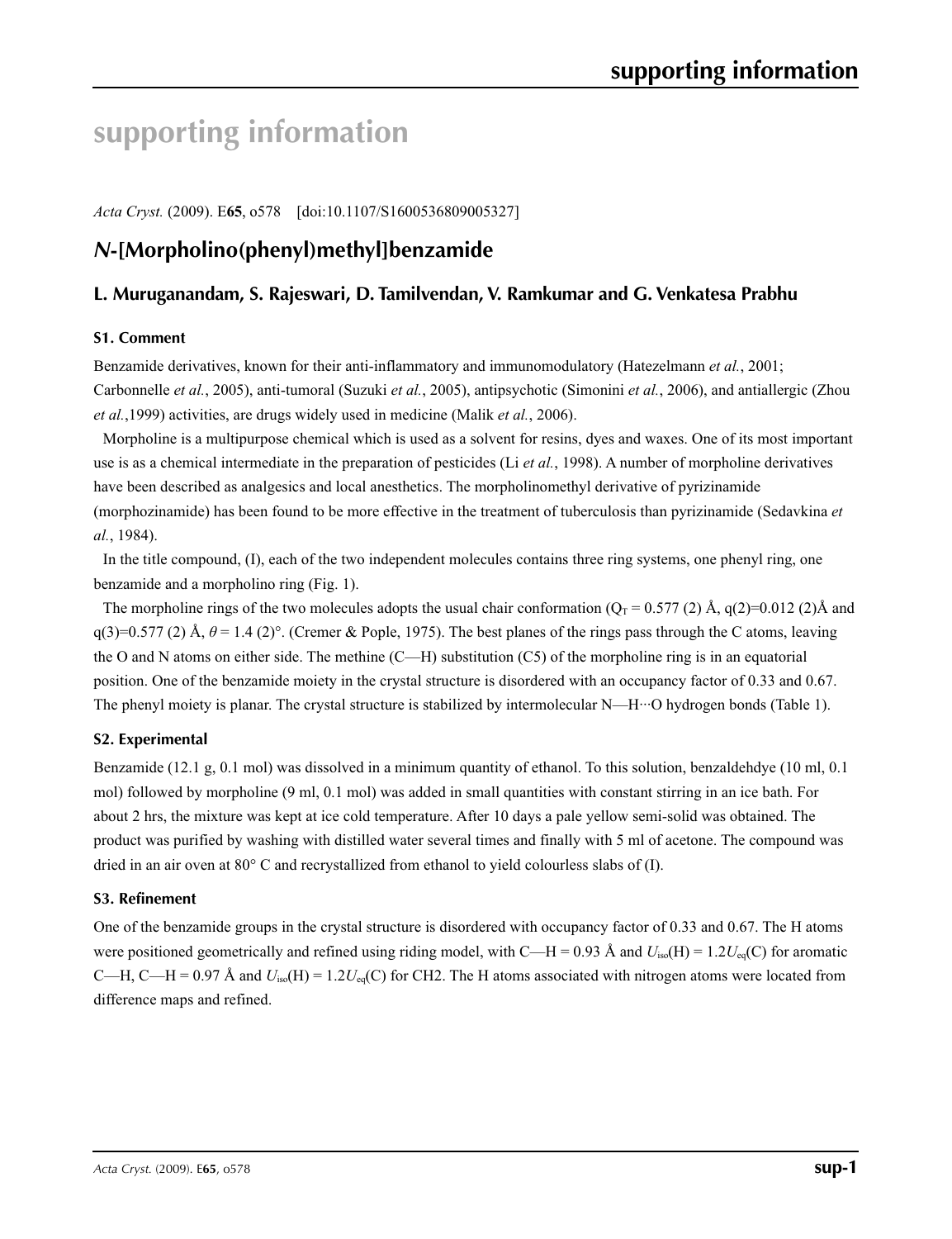# supporting information

*Acta Cryst.* (2009). E**65**, o578 [doi:10.1107/S1600536809005327]

## *N*-[Morpholino(phenyl)methyl]benzamide

### L. Muruganandam, S. Rajeswari, D. Tamilvendan, V. Ramkumar and G. Venkatesa Prabhu

#### S1. Comment

Benzamide derivatives, known for their anti-inflammatory and immunomodulatory (Hatezelmann *et al.*, 2001; Carbonnelle *et al.*, 2005), anti-tumoral (Suzuki *et al.*, 2005), antipsychotic (Simonini *et al.*, 2006), and antiallergic (Zhou *et al.*,1999) activities, are drugs widely used in medicine (Malik *et al.*, 2006).

Morpholine is a multipurpose chemical which is used as a solvent for resins, dyes and waxes. One of its most important use is as a chemical intermediate in the preparation of pesticides (Li *et al.*, 1998). A number of morpholine derivatives have been described as analgesics and local anesthetics. The morpholinomethyl derivative of pyrizinamide (morphozinamide) has been found to be more effective in the treatment of tuberculosis than pyrizinamide (Sedavkina *et al.*, 1984).

In the title compound, (I), each of the two independent molecules contains three ring systems, one phenyl ring, one benzamide and a morpholino ring (Fig. 1).

The morpholine rings of the two molecules adopts the usual chair conformation ($Q_T$ = 0.577 (2) Å, q(2)=0.012 (2)Å and q(3)=0.577 (2) Å, $\theta$ = 1.4 (2)°. (Cremer & Pople, 1975). The best planes of the rings pass through the C atoms, leaving the O and N atoms on either side. The methine (C—H) substitution (C5) of the morpholine ring is in an equatorial position. One of the benzamide moiety in the crystal structure is disordered with an occupancy factor of 0.33 and 0.67. The phenyl moiety is planar. The crystal structure is stabilized by intermolecular N—H···O hydrogen bonds (Table 1).

#### S2. Experimental

Benzamide (12.1 g, 0.1 mol) was dissolved in a minimum quantity of ethanol. To this solution, benzaldehdye (10 ml, 0.1 mol) followed by morpholine (9 ml, 0.1 mol) was added in small quantities with constant stirring in an ice bath. For about 2 hrs, the mixture was kept at ice cold temperature. After 10 days a pale yellow semi-solid was obtained. The product was purified by washing with distilled water several times and finally with 5 ml of acetone. The compound was dried in an air oven at 80° C and recrystallized from ethanol to yield colourless slabs of (I).

#### S3. Refinement

One of the benzamide groups in the crystal structure is disordered with occupancy factor of 0.33 and 0.67. The H atoms were positioned geometrically and refined using riding model, with C—H = 0.93 Å and $U_{iso}$(H) = 1.2$U_{eq}$(C) for aromatic C—H, C—H = 0.97 Å and $U_{iso}$(H) = 1.2$U_{eq}$(C) for CH2. The H atoms associated with nitrogen atoms were located from difference maps and refined.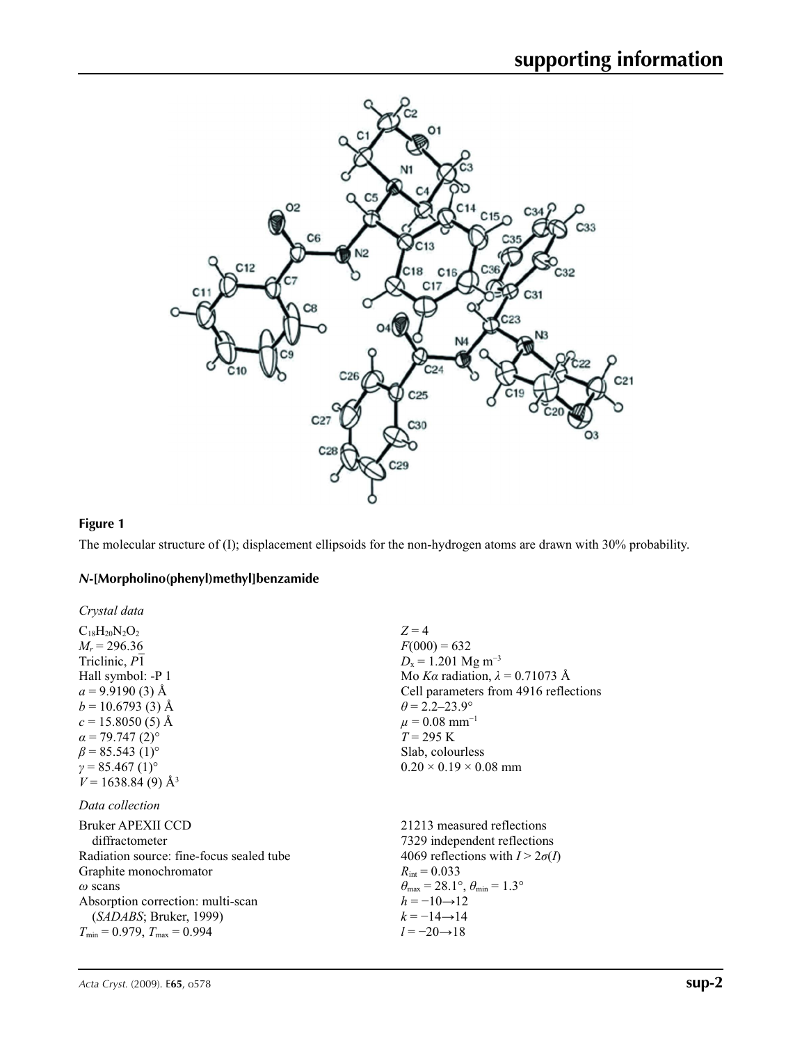## Figure 1

The molecular structure of (I); displacement ellipsoids for the non-hydrogen atoms are drawn with 30% probability.

### *N*-[Morpholino(phenyl)methyl]benzamide

*Crystal data*

$C_{18}H_{20}N_2O_2$
$M_r = 296.36$
Triclinic, $P\overline{1}$
Hall symbol: -P 1
$a = 9.9190$ (3) Å
$b = 10.6793$ (3) Å
$c = 15.8050$ (5) Å
$\alpha = 79.747$ (2)°
$\beta = 85.543$ (1)°
$\gamma = 85.467$ (1)°
$V = 1638.84$ (9) Å$^3$

$Z = 4$
$F(000) = 632$
$D_x = 1.201$ Mg m$^{-3}$
Mo $K\alpha$ radiation, $\lambda = 0.71073$ Å
Cell parameters from 4916 reflections
$\theta = 2.2$–$23.9°$
$\mu = 0.08$ mm$^{-1}$
$T = 295$ K
Slab, colourless
$0.20 \times 0.19 \times 0.08$ mm

*Data collection*

Bruker APEXII CCD diffractometer
Radiation source: fine-focus sealed tube
Graphite monochromator
$\omega$ scans
Absorption correction: multi-scan (*SADABS*; Bruker, 1999)
$T_{min} = 0.979$, $T_{max} = 0.994$

21213 measured reflections
7329 independent reflections
4069 reflections with $I > 2\sigma(I)$
$R_{int} = 0.033$
$\theta_{max} = 28.1°$, $\theta_{min} = 1.3°$
$h = -10 \rightarrow 12$
$k = -14 \rightarrow 14$
$l = -20 \rightarrow 18$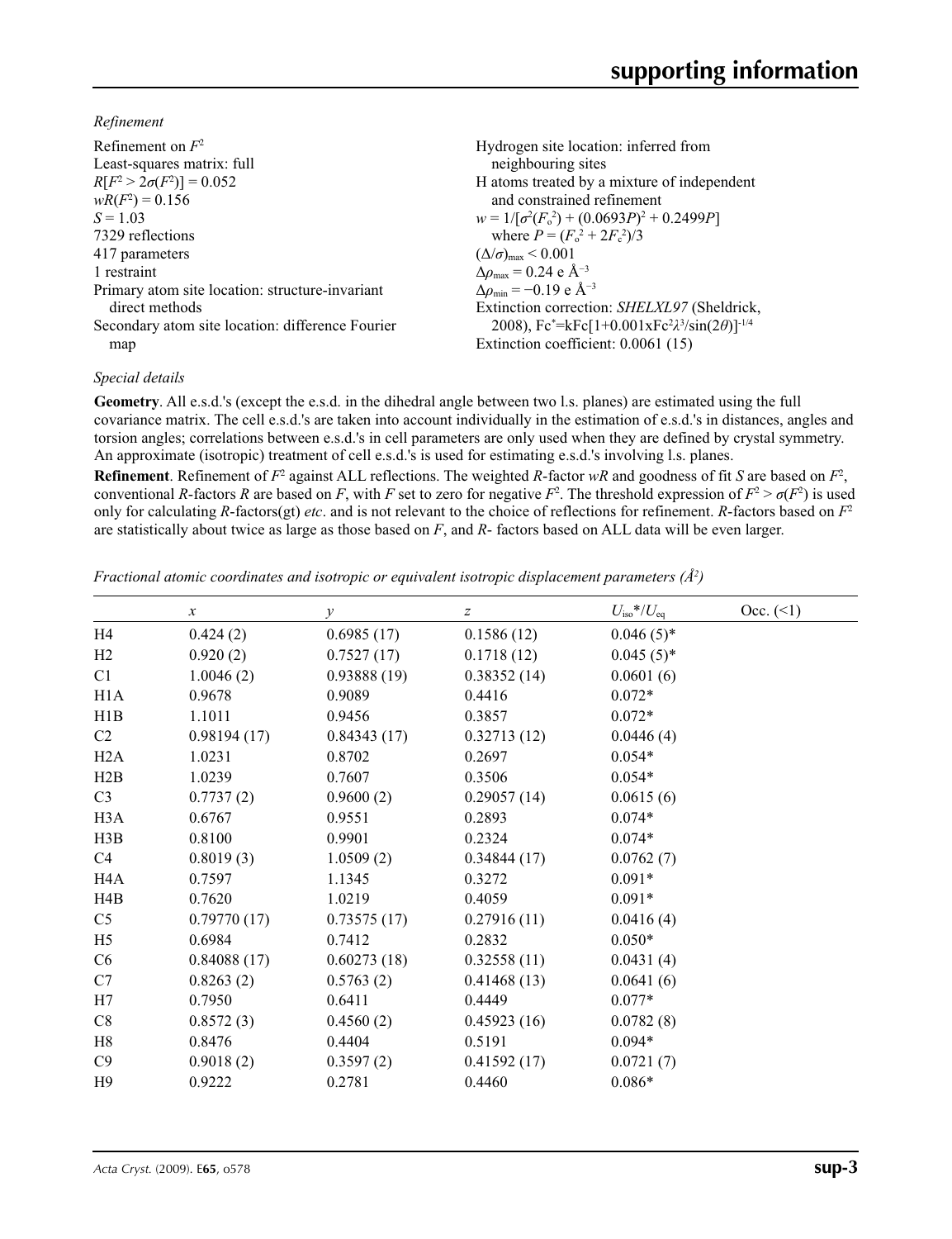*Refinement*

Refinement on $F^2$
Least-squares matrix: full
$R[F^2 > 2\sigma(F^2)] = 0.052$
$wR(F^2) = 0.156$
$S = 1.03$
7329 reflections
417 parameters
1 restraint
Primary atom site location: structure-invariant direct methods
Secondary atom site location: difference Fourier map

Hydrogen site location: inferred from neighbouring sites
H atoms treated by a mixture of independent and constrained refinement
$w = 1/[\sigma^2(F_o^2) + (0.0693P)^2 + 0.2499P]$
where $P = (F_o^2 + 2F_c^2)/3$
$(\Delta/\sigma)_{max} < 0.001$
$\Delta\rho_{max} = 0.24$ e Å$^{-3}$
$\Delta\rho_{min} = -0.19$ e Å$^{-3}$
Extinction correction: *SHELXL97* (Sheldrick, 2008), $Fc^*=kFc[1+0.001xFc^2\lambda^3/\sin(2\theta)]^{-1/4}$
Extinction coefficient: 0.0061 (15)

*Special details*

**Geometry**. All e.s.d.'s (except the e.s.d. in the dihedral angle between two l.s. planes) are estimated using the full covariance matrix. The cell e.s.d.'s are taken into account individually in the estimation of e.s.d.'s in distances, angles and torsion angles; correlations between e.s.d.'s in cell parameters are only used when they are defined by crystal symmetry. An approximate (isotropic) treatment of cell e.s.d.'s is used for estimating e.s.d.'s involving l.s. planes.

**Refinement**. Refinement of $F^2$ against ALL reflections. The weighted *R*-factor *wR* and goodness of fit *S* are based on $F^2$, conventional *R*-factors *R* are based on *F*, with *F* set to zero for negative $F^2$. The threshold expression of $F^2 > \sigma(F^2)$ is used only for calculating *R*-factors(gt) *etc*. and is not relevant to the choice of reflections for refinement. *R*-factors based on $F^2$ are statistically about twice as large as those based on *F*, and *R*- factors based on ALL data will be even larger.

*Fractional atomic coordinates and isotropic or equivalent isotropic displacement parameters (Å$^2$)*

| | *x* | *y* | *z* | $U_{iso}$*/$U_{eq}$ | Occ. (<1) |
|---|---|---|---|---|---|
| H4 | 0.424 (2) | 0.6985 (17) | 0.1586 (12) | 0.046 (5)* | |
| H2 | 0.920 (2) | 0.7527 (17) | 0.1718 (12) | 0.045 (5)* | |
| C1 | 1.0046 (2) | 0.93888 (19) | 0.38352 (14) | 0.0601 (6) | |
| H1A | 0.9678 | 0.9089 | 0.4416 | 0.072* | |
| H1B | 1.1011 | 0.9456 | 0.3857 | 0.072* | |
| C2 | 0.98194 (17) | 0.84343 (17) | 0.32713 (12) | 0.0446 (4) | |
| H2A | 1.0231 | 0.8702 | 0.2697 | 0.054* | |
| H2B | 1.0239 | 0.7607 | 0.3506 | 0.054* | |
| C3 | 0.7737 (2) | 0.9600 (2) | 0.29057 (14) | 0.0615 (6) | |
| H3A | 0.6767 | 0.9551 | 0.2893 | 0.074* | |
| H3B | 0.8100 | 0.9901 | 0.2324 | 0.074* | |
| C4 | 0.8019 (3) | 1.0509 (2) | 0.34844 (17) | 0.0762 (7) | |
| H4A | 0.7597 | 1.1345 | 0.3272 | 0.091* | |
| H4B | 0.7620 | 1.0219 | 0.4059 | 0.091* | |
| C5 | 0.79770 (17) | 0.73575 (17) | 0.27916 (11) | 0.0416 (4) | |
| H5 | 0.6984 | 0.7412 | 0.2832 | 0.050* | |
| C6 | 0.84088 (17) | 0.60273 (18) | 0.32558 (11) | 0.0431 (4) | |
| C7 | 0.8263 (2) | 0.5763 (2) | 0.41468 (13) | 0.0641 (6) | |
| H7 | 0.7950 | 0.6411 | 0.4449 | 0.077* | |
| C8 | 0.8572 (3) | 0.4560 (2) | 0.45923 (16) | 0.0782 (8) | |
| H8 | 0.8476 | 0.4404 | 0.5191 | 0.094* | |
| C9 | 0.9018 (2) | 0.3597 (2) | 0.41592 (17) | 0.0721 (7) | |
| H9 | 0.9222 | 0.2781 | 0.4460 | 0.086* | |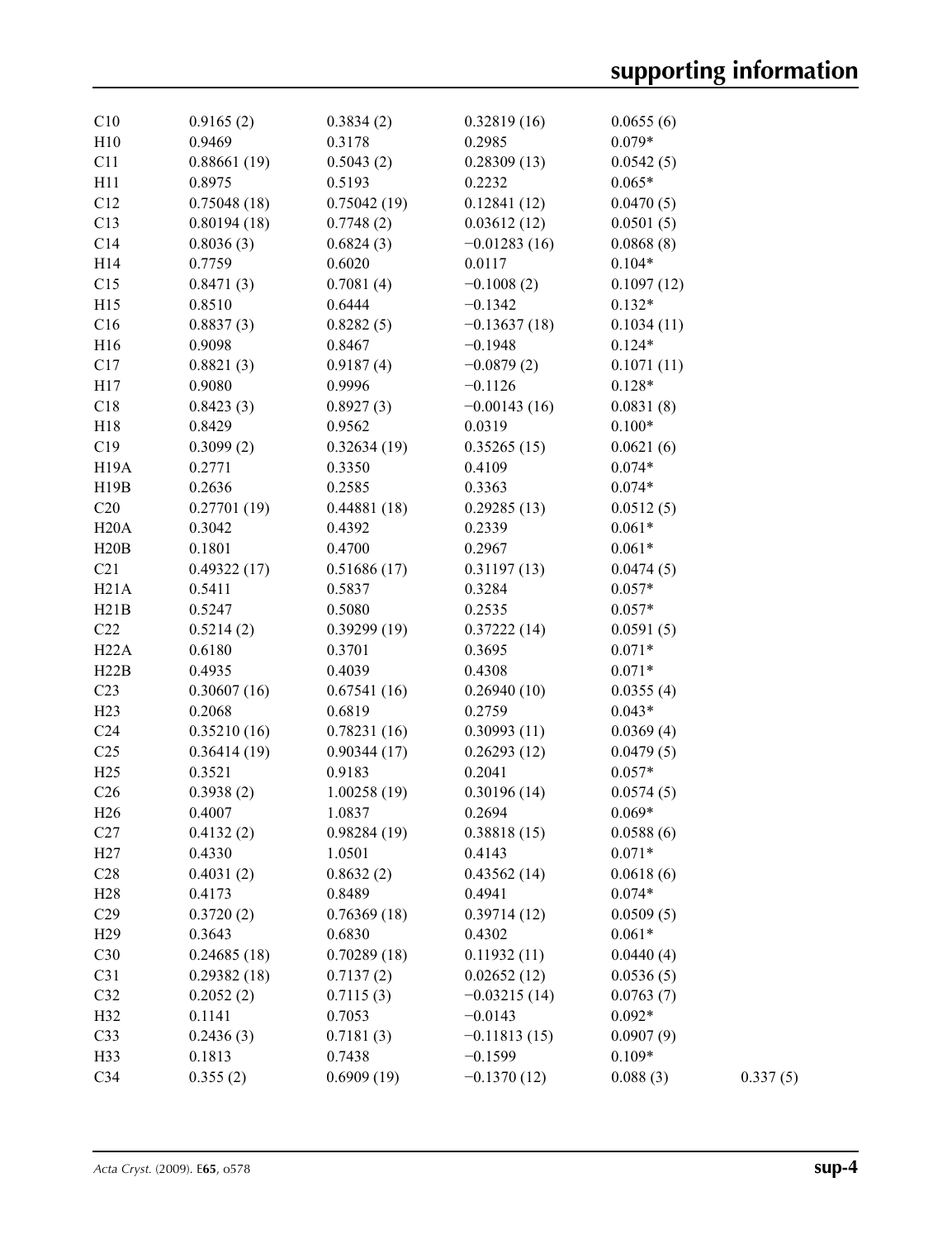| | | | | | |
|---|---|---|---|---|---|
| C10 | 0.9165 (2) | 0.3834 (2) | 0.32819 (16) | 0.0655 (6) | |
| H10 | 0.9469 | 0.3178 | 0.2985 | 0.079* | |
| C11 | 0.88661 (19) | 0.5043 (2) | 0.28309 (13) | 0.0542 (5) | |
| H11 | 0.8975 | 0.5193 | 0.2232 | 0.065* | |
| C12 | 0.75048 (18) | 0.75042 (19) | 0.12841 (12) | 0.0470 (5) | |
| C13 | 0.80194 (18) | 0.7748 (2) | 0.03612 (12) | 0.0501 (5) | |
| C14 | 0.8036 (3) | 0.6824 (3) | −0.01283 (16) | 0.0868 (8) | |
| H14 | 0.7759 | 0.6020 | 0.0117 | 0.104* | |
| C15 | 0.8471 (3) | 0.7081 (4) | −0.1008 (2) | 0.1097 (12) | |
| H15 | 0.8510 | 0.6444 | −0.1342 | 0.132* | |
| C16 | 0.8837 (3) | 0.8282 (5) | −0.13637 (18) | 0.1034 (11) | |
| H16 | 0.9098 | 0.8467 | −0.1948 | 0.124* | |
| C17 | 0.8821 (3) | 0.9187 (4) | −0.0879 (2) | 0.1071 (11) | |
| H17 | 0.9080 | 0.9996 | −0.1126 | 0.128* | |
| C18 | 0.8423 (3) | 0.8927 (3) | −0.00143 (16) | 0.0831 (8) | |
| H18 | 0.8429 | 0.9562 | 0.0319 | 0.100* | |
| C19 | 0.3099 (2) | 0.32634 (19) | 0.35265 (15) | 0.0621 (6) | |
| H19A | 0.2771 | 0.3350 | 0.4109 | 0.074* | |
| H19B | 0.2636 | 0.2585 | 0.3363 | 0.074* | |
| C20 | 0.27701 (19) | 0.44881 (18) | 0.29285 (13) | 0.0512 (5) | |
| H20A | 0.3042 | 0.4392 | 0.2339 | 0.061* | |
| H20B | 0.1801 | 0.4700 | 0.2967 | 0.061* | |
| C21 | 0.49322 (17) | 0.51686 (17) | 0.31197 (13) | 0.0474 (5) | |
| H21A | 0.5411 | 0.5837 | 0.3284 | 0.057* | |
| H21B | 0.5247 | 0.5080 | 0.2535 | 0.057* | |
| C22 | 0.5214 (2) | 0.39299 (19) | 0.37222 (14) | 0.0591 (5) | |
| H22A | 0.6180 | 0.3701 | 0.3695 | 0.071* | |
| H22B | 0.4935 | 0.4039 | 0.4308 | 0.071* | |
| C23 | 0.30607 (16) | 0.67541 (16) | 0.26940 (10) | 0.0355 (4) | |
| H23 | 0.2068 | 0.6819 | 0.2759 | 0.043* | |
| C24 | 0.35210 (16) | 0.78231 (16) | 0.30993 (11) | 0.0369 (4) | |
| C25 | 0.36414 (19) | 0.90344 (17) | 0.26293 (12) | 0.0479 (5) | |
| H25 | 0.3521 | 0.9183 | 0.2041 | 0.057* | |
| C26 | 0.3938 (2) | 1.00258 (19) | 0.30196 (14) | 0.0574 (5) | |
| H26 | 0.4007 | 1.0837 | 0.2694 | 0.069* | |
| C27 | 0.4132 (2) | 0.98284 (19) | 0.38818 (15) | 0.0588 (6) | |
| H27 | 0.4330 | 1.0501 | 0.4143 | 0.071* | |
| C28 | 0.4031 (2) | 0.8632 (2) | 0.43562 (14) | 0.0618 (6) | |
| H28 | 0.4173 | 0.8489 | 0.4941 | 0.074* | |
| C29 | 0.3720 (2) | 0.76369 (18) | 0.39714 (12) | 0.0509 (5) | |
| H29 | 0.3643 | 0.6830 | 0.4302 | 0.061* | |
| C30 | 0.24685 (18) | 0.70289 (18) | 0.11932 (11) | 0.0440 (4) | |
| C31 | 0.29382 (18) | 0.7137 (2) | 0.02652 (12) | 0.0536 (5) | |
| C32 | 0.2052 (2) | 0.7115 (3) | −0.03215 (14) | 0.0763 (7) | |
| H32 | 0.1141 | 0.7053 | −0.0143 | 0.092* | |
| C33 | 0.2436 (3) | 0.7181 (3) | −0.11813 (15) | 0.0907 (9) | |
| H33 | 0.1813 | 0.7438 | −0.1599 | 0.109* | |
| C34 | 0.355 (2) | 0.6909 (19) | −0.1370 (12) | 0.088 (3) | 0.337 (5) |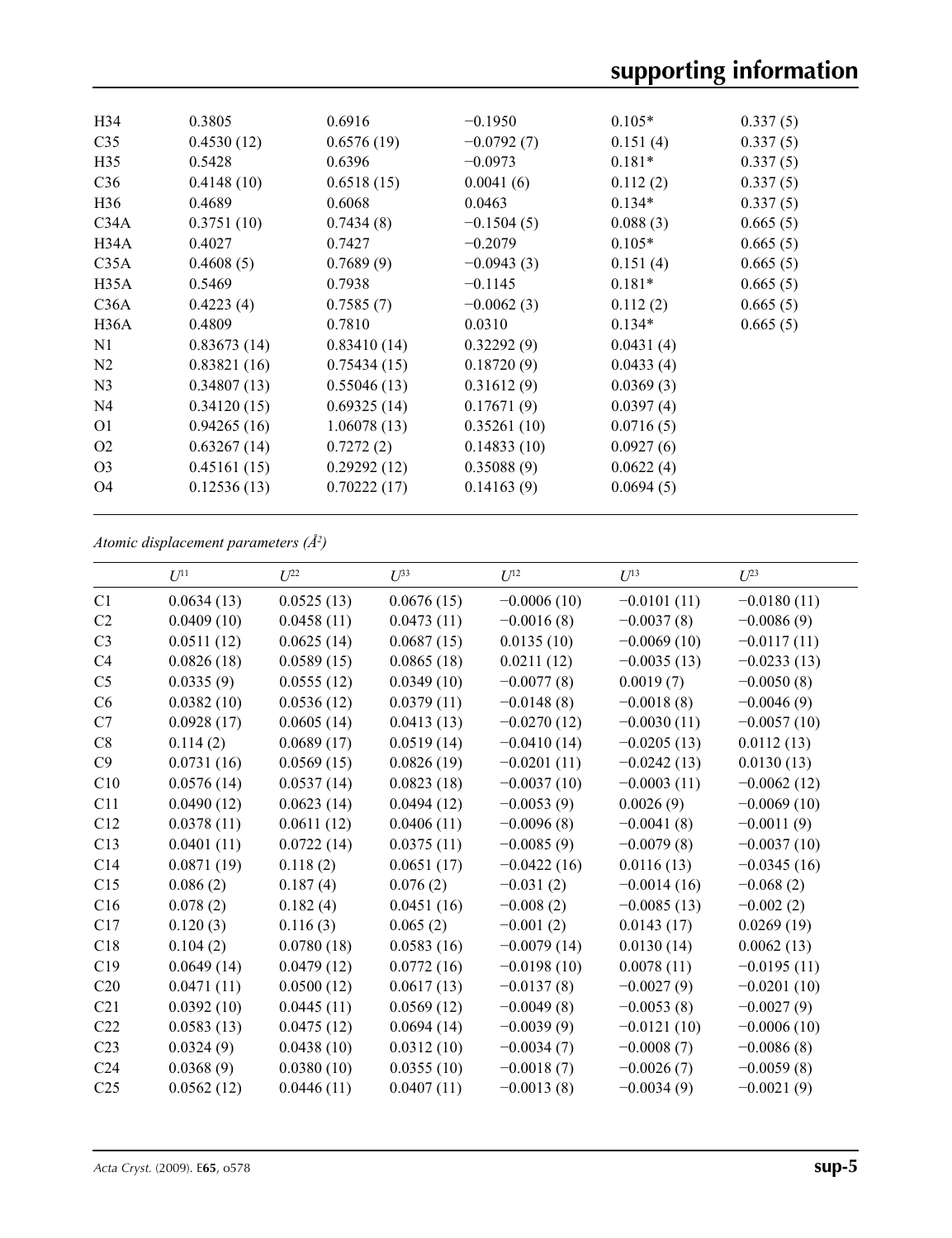| | | | | | |
|---|---|---|---|---|---|
| H34 | 0.3805 | 0.6916 | −0.1950 | 0.105* | 0.337 (5) |
| C35 | 0.4530 (12) | 0.6576 (19) | −0.0792 (7) | 0.151 (4) | 0.337 (5) |
| H35 | 0.5428 | 0.6396 | −0.0973 | 0.181* | 0.337 (5) |
| C36 | 0.4148 (10) | 0.6518 (15) | 0.0041 (6) | 0.112 (2) | 0.337 (5) |
| H36 | 0.4689 | 0.6068 | 0.0463 | 0.134* | 0.337 (5) |
| C34A | 0.3751 (10) | 0.7434 (8) | −0.1504 (5) | 0.088 (3) | 0.665 (5) |
| H34A | 0.4027 | 0.7427 | −0.2079 | 0.105* | 0.665 (5) |
| C35A | 0.4608 (5) | 0.7689 (9) | −0.0943 (3) | 0.151 (4) | 0.665 (5) |
| H35A | 0.5469 | 0.7938 | −0.1145 | 0.181* | 0.665 (5) |
| C36A | 0.4223 (4) | 0.7585 (7) | −0.0062 (3) | 0.112 (2) | 0.665 (5) |
| H36A | 0.4809 | 0.7810 | 0.0310 | 0.134* | 0.665 (5) |
| N1 | 0.83673 (14) | 0.83410 (14) | 0.32292 (9) | 0.0431 (4) | |
| N2 | 0.83821 (16) | 0.75434 (15) | 0.18720 (9) | 0.0433 (4) | |
| N3 | 0.34807 (13) | 0.55046 (13) | 0.31612 (9) | 0.0369 (3) | |
| N4 | 0.34120 (15) | 0.69325 (14) | 0.17671 (9) | 0.0397 (4) | |
| O1 | 0.94265 (16) | 1.06078 (13) | 0.35261 (10) | 0.0716 (5) | |
| O2 | 0.63267 (14) | 0.7272 (2) | 0.14833 (10) | 0.0927 (6) | |
| O3 | 0.45161 (15) | 0.29292 (12) | 0.35088 (9) | 0.0622 (4) | |
| O4 | 0.12536 (13) | 0.70222 (17) | 0.14163 (9) | 0.0694 (5) | |

*Atomic displacement parameters (Å²)*

| | $U^{11}$ | $U^{22}$ | $U^{33}$ | $U^{12}$ | $U^{13}$ | $U^{23}$ |
|---|---|---|---|---|---|---|
| C1 | 0.0634 (13) | 0.0525 (13) | 0.0676 (15) | −0.0006 (10) | −0.0101 (11) | −0.0180 (11) |
| C2 | 0.0409 (10) | 0.0458 (11) | 0.0473 (11) | −0.0016 (8) | −0.0037 (8) | −0.0086 (9) |
| C3 | 0.0511 (12) | 0.0625 (14) | 0.0687 (15) | 0.0135 (10) | −0.0069 (10) | −0.0117 (11) |
| C4 | 0.0826 (18) | 0.0589 (15) | 0.0865 (18) | 0.0211 (12) | −0.0035 (13) | −0.0233 (13) |
| C5 | 0.0335 (9) | 0.0555 (12) | 0.0349 (10) | −0.0077 (8) | 0.0019 (7) | −0.0050 (8) |
| C6 | 0.0382 (10) | 0.0536 (12) | 0.0379 (11) | −0.0148 (8) | −0.0018 (8) | −0.0046 (9) |
| C7 | 0.0928 (17) | 0.0605 (14) | 0.0413 (13) | −0.0270 (12) | −0.0030 (11) | −0.0057 (10) |
| C8 | 0.114 (2) | 0.0689 (17) | 0.0519 (14) | −0.0410 (14) | −0.0205 (13) | 0.0112 (13) |
| C9 | 0.0731 (16) | 0.0569 (15) | 0.0826 (19) | −0.0201 (11) | −0.0242 (13) | 0.0130 (13) |
| C10 | 0.0576 (14) | 0.0537 (14) | 0.0823 (18) | −0.0037 (10) | −0.0003 (11) | −0.0062 (12) |
| C11 | 0.0490 (12) | 0.0623 (14) | 0.0494 (12) | −0.0053 (9) | 0.0026 (9) | −0.0069 (10) |
| C12 | 0.0378 (11) | 0.0611 (12) | 0.0406 (11) | −0.0096 (8) | −0.0041 (8) | −0.0011 (9) |
| C13 | 0.0401 (11) | 0.0722 (14) | 0.0375 (11) | −0.0085 (9) | −0.0079 (8) | −0.0037 (10) |
| C14 | 0.0871 (19) | 0.118 (2) | 0.0651 (17) | −0.0422 (16) | 0.0116 (13) | −0.0345 (16) |
| C15 | 0.086 (2) | 0.187 (4) | 0.076 (2) | −0.031 (2) | −0.0014 (16) | −0.068 (2) |
| C16 | 0.078 (2) | 0.182 (4) | 0.0451 (16) | −0.008 (2) | −0.0085 (13) | −0.002 (2) |
| C17 | 0.120 (3) | 0.116 (3) | 0.065 (2) | −0.001 (2) | 0.0143 (17) | 0.0269 (19) |
| C18 | 0.104 (2) | 0.0780 (18) | 0.0583 (16) | −0.0079 (14) | 0.0130 (14) | 0.0062 (13) |
| C19 | 0.0649 (14) | 0.0479 (12) | 0.0772 (16) | −0.0198 (10) | 0.0078 (11) | −0.0195 (11) |
| C20 | 0.0471 (11) | 0.0500 (12) | 0.0617 (13) | −0.0137 (8) | −0.0027 (9) | −0.0201 (10) |
| C21 | 0.0392 (10) | 0.0445 (11) | 0.0569 (12) | −0.0049 (8) | −0.0053 (8) | −0.0027 (9) |
| C22 | 0.0583 (13) | 0.0475 (12) | 0.0694 (14) | −0.0039 (9) | −0.0121 (10) | −0.0006 (10) |
| C23 | 0.0324 (9) | 0.0438 (10) | 0.0312 (10) | −0.0034 (7) | −0.0008 (7) | −0.0086 (8) |
| C24 | 0.0368 (9) | 0.0380 (10) | 0.0355 (10) | −0.0018 (7) | −0.0026 (7) | −0.0059 (8) |
| C25 | 0.0562 (12) | 0.0446 (11) | 0.0407 (11) | −0.0013 (8) | −0.0034 (9) | −0.0021 (9) |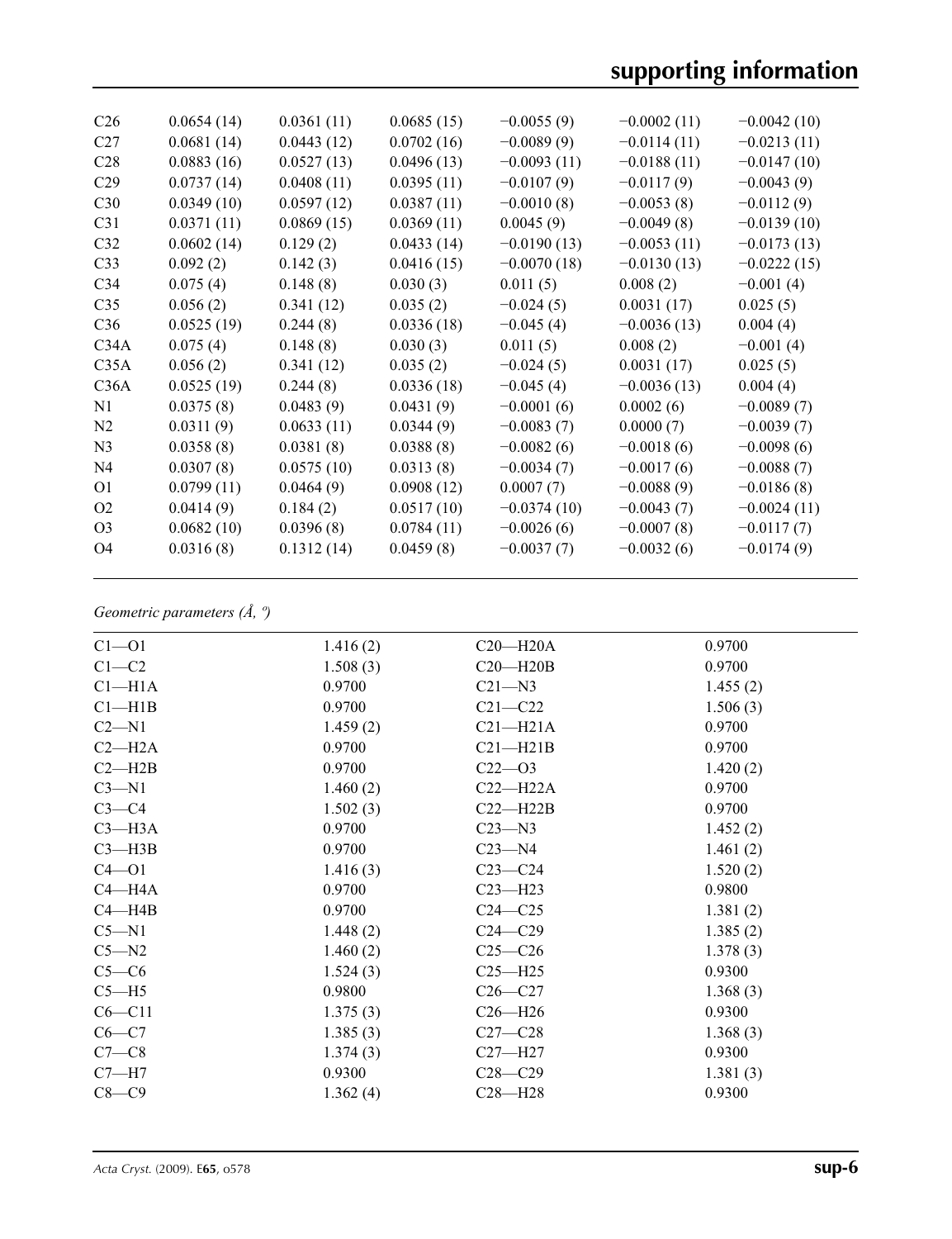| | | | | | | |
|---|---|---|---|---|---|---|
| C26 | 0.0654 (14) | 0.0361 (11) | 0.0685 (15) | −0.0055 (9) | −0.0002 (11) | −0.0042 (10) |
| C27 | 0.0681 (14) | 0.0443 (12) | 0.0702 (16) | −0.0089 (9) | −0.0114 (11) | −0.0213 (11) |
| C28 | 0.0883 (16) | 0.0527 (13) | 0.0496 (13) | −0.0093 (11) | −0.0188 (11) | −0.0147 (10) |
| C29 | 0.0737 (14) | 0.0408 (11) | 0.0395 (11) | −0.0107 (9) | −0.0117 (9) | −0.0043 (9) |
| C30 | 0.0349 (10) | 0.0597 (12) | 0.0387 (11) | −0.0010 (8) | −0.0053 (8) | −0.0112 (9) |
| C31 | 0.0371 (11) | 0.0869 (15) | 0.0369 (11) | 0.0045 (9) | −0.0049 (8) | −0.0139 (10) |
| C32 | 0.0602 (14) | 0.129 (2) | 0.0433 (14) | −0.0190 (13) | −0.0053 (11) | −0.0173 (13) |
| C33 | 0.092 (2) | 0.142 (3) | 0.0416 (15) | −0.0070 (18) | −0.0130 (13) | −0.0222 (15) |
| C34 | 0.075 (4) | 0.148 (8) | 0.030 (3) | 0.011 (5) | 0.008 (2) | −0.001 (4) |
| C35 | 0.056 (2) | 0.341 (12) | 0.035 (2) | −0.024 (5) | 0.0031 (17) | 0.025 (5) |
| C36 | 0.0525 (19) | 0.244 (8) | 0.0336 (18) | −0.045 (4) | −0.0036 (13) | 0.004 (4) |
| C34A | 0.075 (4) | 0.148 (8) | 0.030 (3) | 0.011 (5) | 0.008 (2) | −0.001 (4) |
| C35A | 0.056 (2) | 0.341 (12) | 0.035 (2) | −0.024 (5) | 0.0031 (17) | 0.025 (5) |
| C36A | 0.0525 (19) | 0.244 (8) | 0.0336 (18) | −0.045 (4) | −0.0036 (13) | 0.004 (4) |
| N1 | 0.0375 (8) | 0.0483 (9) | 0.0431 (9) | −0.0001 (6) | 0.0002 (6) | −0.0089 (7) |
| N2 | 0.0311 (9) | 0.0633 (11) | 0.0344 (9) | −0.0083 (7) | 0.0000 (7) | −0.0039 (7) |
| N3 | 0.0358 (8) | 0.0381 (8) | 0.0388 (8) | −0.0082 (6) | −0.0018 (6) | −0.0098 (6) |
| N4 | 0.0307 (8) | 0.0575 (10) | 0.0313 (8) | −0.0034 (7) | −0.0017 (6) | −0.0088 (7) |
| O1 | 0.0799 (11) | 0.0464 (9) | 0.0908 (12) | 0.0007 (7) | −0.0088 (9) | −0.0186 (8) |
| O2 | 0.0414 (9) | 0.184 (2) | 0.0517 (10) | −0.0374 (10) | −0.0043 (7) | −0.0024 (11) |
| O3 | 0.0682 (10) | 0.0396 (8) | 0.0784 (11) | −0.0026 (6) | −0.0007 (8) | −0.0117 (7) |
| O4 | 0.0316 (8) | 0.1312 (14) | 0.0459 (8) | −0.0037 (7) | −0.0032 (6) | −0.0174 (9) |

*Geometric parameters (Å, º)*

| | | | |
|---|---|---|---|
| C1—O1 | 1.416 (2) | C20—H20A | 0.9700 |
| C1—C2 | 1.508 (3) | C20—H20B | 0.9700 |
| C1—H1A | 0.9700 | C21—N3 | 1.455 (2) |
| C1—H1B | 0.9700 | C21—C22 | 1.506 (3) |
| C2—N1 | 1.459 (2) | C21—H21A | 0.9700 |
| C2—H2A | 0.9700 | C21—H21B | 0.9700 |
| C2—H2B | 0.9700 | C22—O3 | 1.420 (2) |
| C3—N1 | 1.460 (2) | C22—H22A | 0.9700 |
| C3—C4 | 1.502 (3) | C22—H22B | 0.9700 |
| C3—H3A | 0.9700 | C23—N3 | 1.452 (2) |
| C3—H3B | 0.9700 | C23—N4 | 1.461 (2) |
| C4—O1 | 1.416 (3) | C23—C24 | 1.520 (2) |
| C4—H4A | 0.9700 | C23—H23 | 0.9800 |
| C4—H4B | 0.9700 | C24—C25 | 1.381 (2) |
| C5—N1 | 1.448 (2) | C24—C29 | 1.385 (2) |
| C5—N2 | 1.460 (2) | C25—C26 | 1.378 (3) |
| C5—C6 | 1.524 (3) | C25—H25 | 0.9300 |
| C5—H5 | 0.9800 | C26—C27 | 1.368 (3) |
| C6—C11 | 1.375 (3) | C26—H26 | 0.9300 |
| C6—C7 | 1.385 (3) | C27—C28 | 1.368 (3) |
| C7—C8 | 1.374 (3) | C27—H27 | 0.9300 |
| C7—H7 | 0.9300 | C28—C29 | 1.381 (3) |
| C8—C9 | 1.362 (4) | C28—H28 | 0.9300 |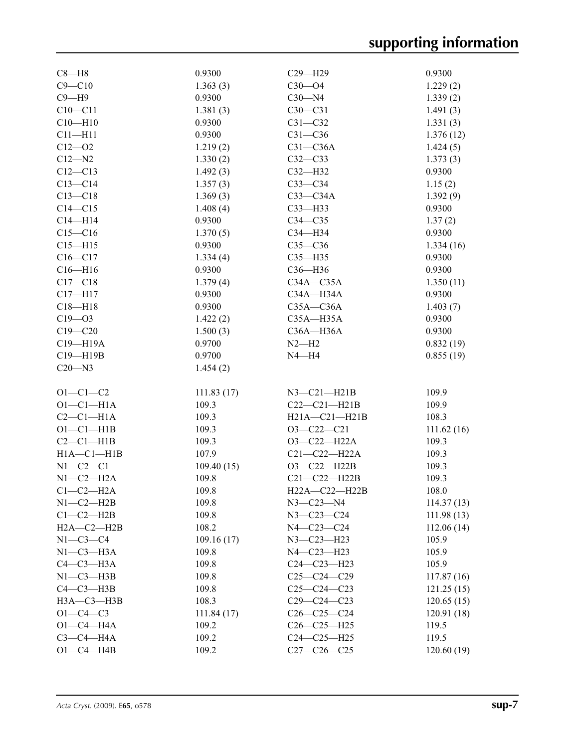| | | | |
|---|---|---|---|
| C8—H8 | 0.9300 | C29—H29 | 0.9300 |
| C9—C10 | 1.363 (3) | C30—O4 | 1.229 (2) |
| C9—H9 | 0.9300 | C30—N4 | 1.339 (2) |
| C10—C11 | 1.381 (3) | C30—C31 | 1.491 (3) |
| C10—H10 | 0.9300 | C31—C32 | 1.331 (3) |
| C11—H11 | 0.9300 | C31—C36 | 1.376 (12) |
| C12—O2 | 1.219 (2) | C31—C36A | 1.424 (5) |
| C12—N2 | 1.330 (2) | C32—C33 | 1.373 (3) |
| C12—C13 | 1.492 (3) | C32—H32 | 0.9300 |
| C13—C14 | 1.357 (3) | C33—C34 | 1.15 (2) |
| C13—C18 | 1.369 (3) | C33—C34A | 1.392 (9) |
| C14—C15 | 1.408 (4) | C33—H33 | 0.9300 |
| C14—H14 | 0.9300 | C34—C35 | 1.37 (2) |
| C15—C16 | 1.370 (5) | C34—H34 | 0.9300 |
| C15—H15 | 0.9300 | C35—C36 | 1.334 (16) |
| C16—C17 | 1.334 (4) | C35—H35 | 0.9300 |
| C16—H16 | 0.9300 | C36—H36 | 0.9300 |
| C17—C18 | 1.379 (4) | C34A—C35A | 1.350 (11) |
| C17—H17 | 0.9300 | C34A—H34A | 0.9300 |
| C18—H18 | 0.9300 | C35A—C36A | 1.403 (7) |
| C19—O3 | 1.422 (2) | C35A—H35A | 0.9300 |
| C19—C20 | 1.500 (3) | C36A—H36A | 0.9300 |
| C19—H19A | 0.9700 | N2—H2 | 0.832 (19) |
| C19—H19B | 0.9700 | N4—H4 | 0.855 (19) |
| C20—N3 | 1.454 (2) | | |
| | | | |
| O1—C1—C2 | 111.83 (17) | N3—C21—H21B | 109.9 |
| O1—C1—H1A | 109.3 | C22—C21—H21B | 109.9 |
| C2—C1—H1A | 109.3 | H21A—C21—H21B | 108.3 |
| O1—C1—H1B | 109.3 | O3—C22—C21 | 111.62 (16) |
| C2—C1—H1B | 109.3 | O3—C22—H22A | 109.3 |
| H1A—C1—H1B | 107.9 | C21—C22—H22A | 109.3 |
| N1—C2—C1 | 109.40 (15) | O3—C22—H22B | 109.3 |
| N1—C2—H2A | 109.8 | C21—C22—H22B | 109.3 |
| C1—C2—H2A | 109.8 | H22A—C22—H22B | 108.0 |
| N1—C2—H2B | 109.8 | N3—C23—N4 | 114.37 (13) |
| C1—C2—H2B | 109.8 | N3—C23—C24 | 111.98 (13) |
| H2A—C2—H2B | 108.2 | N4—C23—C24 | 112.06 (14) |
| N1—C3—C4 | 109.16 (17) | N3—C23—H23 | 105.9 |
| N1—C3—H3A | 109.8 | N4—C23—H23 | 105.9 |
| C4—C3—H3A | 109.8 | C24—C23—H23 | 105.9 |
| N1—C3—H3B | 109.8 | C25—C24—C29 | 117.87 (16) |
| C4—C3—H3B | 109.8 | C25—C24—C23 | 121.25 (15) |
| H3A—C3—H3B | 108.3 | C29—C24—C23 | 120.65 (15) |
| O1—C4—C3 | 111.84 (17) | C26—C25—C24 | 120.91 (18) |
| O1—C4—H4A | 109.2 | C26—C25—H25 | 119.5 |
| C3—C4—H4A | 109.2 | C24—C25—H25 | 119.5 |
| O1—C4—H4B | 109.2 | C27—C26—C25 | 120.60 (19) |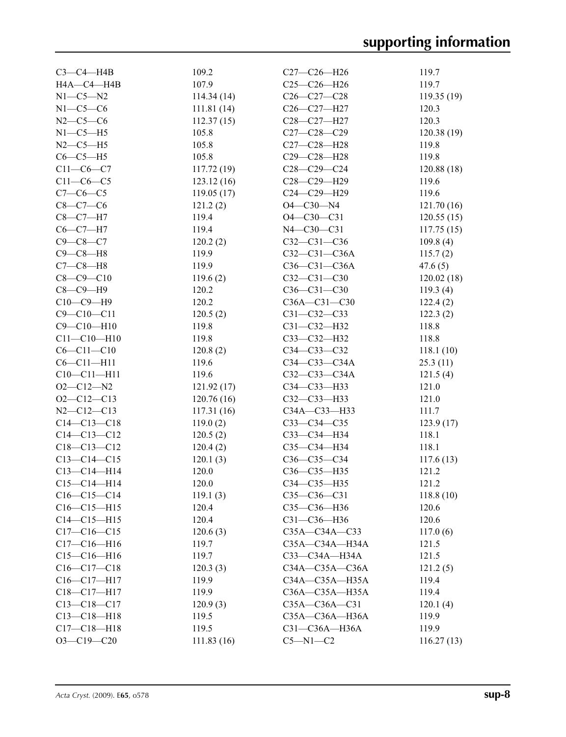| | | | |
|---|---|---|---|
| C3—C4—H4B | 109.2 | C27—C26—H26 | 119.7 |
| H4A—C4—H4B | 107.9 | C25—C26—H26 | 119.7 |
| N1—C5—N2 | 114.34 (14) | C26—C27—C28 | 119.35 (19) |
| N1—C5—C6 | 111.81 (14) | C26—C27—H27 | 120.3 |
| N2—C5—C6 | 112.37 (15) | C28—C27—H27 | 120.3 |
| N1—C5—H5 | 105.8 | C27—C28—C29 | 120.38 (19) |
| N2—C5—H5 | 105.8 | C27—C28—H28 | 119.8 |
| C6—C5—H5 | 105.8 | C29—C28—H28 | 119.8 |
| C11—C6—C7 | 117.72 (19) | C28—C29—C24 | 120.88 (18) |
| C11—C6—C5 | 123.12 (16) | C28—C29—H29 | 119.6 |
| C7—C6—C5 | 119.05 (17) | C24—C29—H29 | 119.6 |
| C8—C7—C6 | 121.2 (2) | O4—C30—N4 | 121.70 (16) |
| C8—C7—H7 | 119.4 | O4—C30—C31 | 120.55 (15) |
| C6—C7—H7 | 119.4 | N4—C30—C31 | 117.75 (15) |
| C9—C8—C7 | 120.2 (2) | C32—C31—C36 | 109.8 (4) |
| C9—C8—H8 | 119.9 | C32—C31—C36A | 115.7 (2) |
| C7—C8—H8 | 119.9 | C36—C31—C36A | 47.6 (5) |
| C8—C9—C10 | 119.6 (2) | C32—C31—C30 | 120.02 (18) |
| C8—C9—H9 | 120.2 | C36—C31—C30 | 119.3 (4) |
| C10—C9—H9 | 120.2 | C36A—C31—C30 | 122.4 (2) |
| C9—C10—C11 | 120.5 (2) | C31—C32—C33 | 122.3 (2) |
| C9—C10—H10 | 119.8 | C31—C32—H32 | 118.8 |
| C11—C10—H10 | 119.8 | C33—C32—H32 | 118.8 |
| C6—C11—C10 | 120.8 (2) | C34—C33—C32 | 118.1 (10) |
| C6—C11—H11 | 119.6 | C34—C33—C34A | 25.3 (11) |
| C10—C11—H11 | 119.6 | C32—C33—C34A | 121.5 (4) |
| O2—C12—N2 | 121.92 (17) | C34—C33—H33 | 121.0 |
| O2—C12—C13 | 120.76 (16) | C32—C33—H33 | 121.0 |
| N2—C12—C13 | 117.31 (16) | C34A—C33—H33 | 111.7 |
| C14—C13—C18 | 119.0 (2) | C33—C34—C35 | 123.9 (17) |
| C14—C13—C12 | 120.5 (2) | C33—C34—H34 | 118.1 |
| C18—C13—C12 | 120.4 (2) | C35—C34—H34 | 118.1 |
| C13—C14—C15 | 120.1 (3) | C36—C35—C34 | 117.6 (13) |
| C13—C14—H14 | 120.0 | C36—C35—H35 | 121.2 |
| C15—C14—H14 | 120.0 | C34—C35—H35 | 121.2 |
| C16—C15—C14 | 119.1 (3) | C35—C36—C31 | 118.8 (10) |
| C16—C15—H15 | 120.4 | C35—C36—H36 | 120.6 |
| C14—C15—H15 | 120.4 | C31—C36—H36 | 120.6 |
| C17—C16—C15 | 120.6 (3) | C35A—C34A—C33 | 117.0 (6) |
| C17—C16—H16 | 119.7 | C35A—C34A—H34A | 121.5 |
| C15—C16—H16 | 119.7 | C33—C34A—H34A | 121.5 |
| C16—C17—C18 | 120.3 (3) | C34A—C35A—C36A | 121.2 (5) |
| C16—C17—H17 | 119.9 | C34A—C35A—H35A | 119.4 |
| C18—C17—H17 | 119.9 | C36A—C35A—H35A | 119.4 |
| C13—C18—C17 | 120.9 (3) | C35A—C36A—C31 | 120.1 (4) |
| C13—C18—H18 | 119.5 | C35A—C36A—H36A | 119.9 |
| C17—C18—H18 | 119.5 | C31—C36A—H36A | 119.9 |
| O3—C19—C20 | 111.83 (16) | C5—N1—C2 | 116.27 (13) |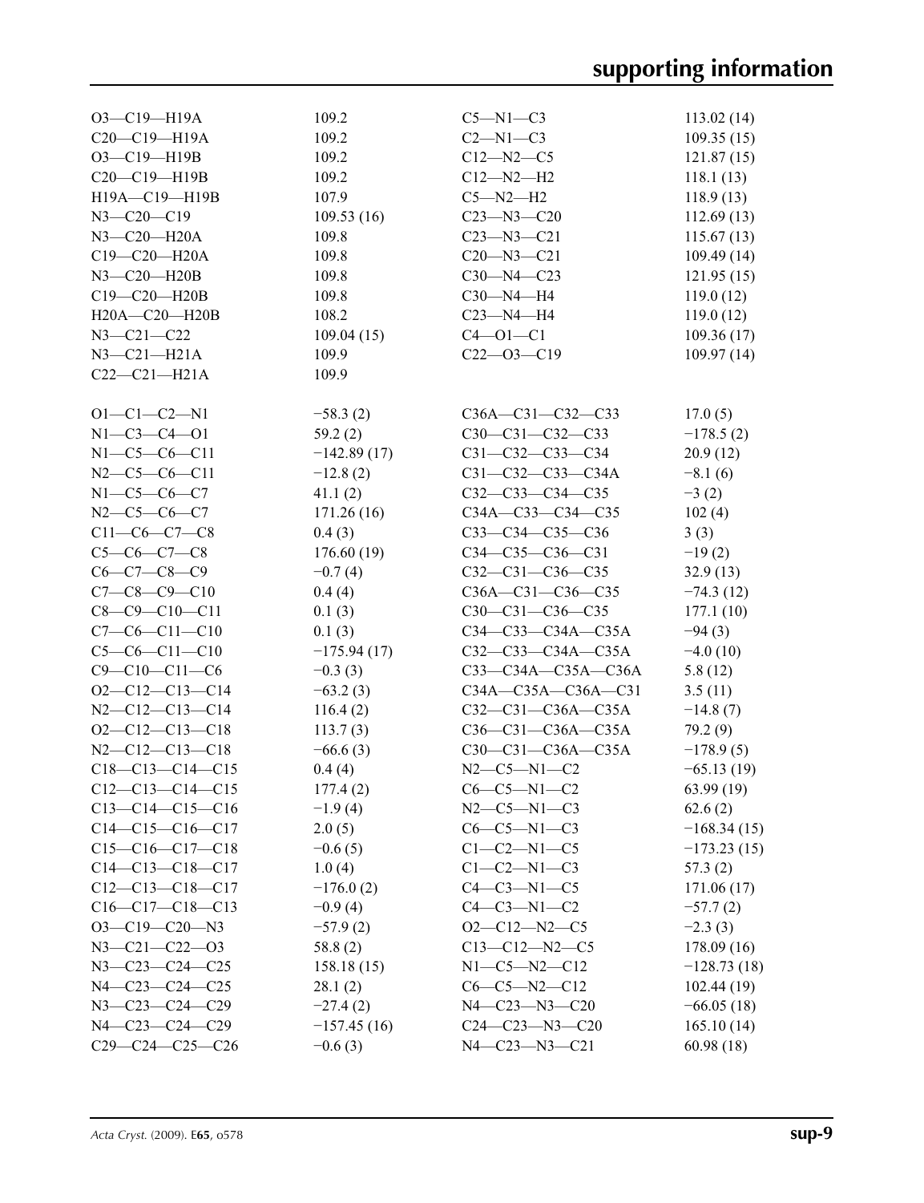| | | | |
|---|---|---|---|
| O3—C19—H19A | 109.2 | C5—N1—C3 | 113.02 (14) |
| C20—C19—H19A | 109.2 | C2—N1—C3 | 109.35 (15) |
| O3—C19—H19B | 109.2 | C12—N2—C5 | 121.87 (15) |
| C20—C19—H19B | 109.2 | C12—N2—H2 | 118.1 (13) |
| H19A—C19—H19B | 107.9 | C5—N2—H2 | 118.9 (13) |
| N3—C20—C19 | 109.53 (16) | C23—N3—C20 | 112.69 (13) |
| N3—C20—H20A | 109.8 | C23—N3—C21 | 115.67 (13) |
| C19—C20—H20A | 109.8 | C20—N3—C21 | 109.49 (14) |
| N3—C20—H20B | 109.8 | C30—N4—C23 | 121.95 (15) |
| C19—C20—H20B | 109.8 | C30—N4—H4 | 119.0 (12) |
| H20A—C20—H20B | 108.2 | C23—N4—H4 | 119.0 (12) |
| N3—C21—C22 | 109.04 (15) | C4—O1—C1 | 109.36 (17) |
| N3—C21—H21A | 109.9 | C22—O3—C19 | 109.97 (14) |
| C22—C21—H21A | 109.9 | | |

| | | | |
|---|---|---|---|
| O1—C1—C2—N1 | −58.3 (2) | C36A—C31—C32—C33 | 17.0 (5) |
| N1—C3—C4—O1 | 59.2 (2) | C30—C31—C32—C33 | −178.5 (2) |
| N1—C5—C6—C11 | −142.89 (17) | C31—C32—C33—C34 | 20.9 (12) |
| N2—C5—C6—C11 | −12.8 (2) | C31—C32—C33—C34A | −8.1 (6) |
| N1—C5—C6—C7 | 41.1 (2) | C32—C33—C34—C35 | −3 (2) |
| N2—C5—C6—C7 | 171.26 (16) | C34A—C33—C34—C35 | 102 (4) |
| C11—C6—C7—C8 | 0.4 (3) | C33—C34—C35—C36 | 3 (3) |
| C5—C6—C7—C8 | 176.60 (19) | C34—C35—C36—C31 | −19 (2) |
| C6—C7—C8—C9 | −0.7 (4) | C32—C31—C36—C35 | 32.9 (13) |
| C7—C8—C9—C10 | 0.4 (4) | C36A—C31—C36—C35 | −74.3 (12) |
| C8—C9—C10—C11 | 0.1 (3) | C30—C31—C36—C35 | 177.1 (10) |
| C7—C6—C11—C10 | 0.1 (3) | C34—C33—C34A—C35A | −94 (3) |
| C5—C6—C11—C10 | −175.94 (17) | C32—C33—C34A—C35A | −4.0 (10) |
| C9—C10—C11—C6 | −0.3 (3) | C33—C34A—C35A—C36A | 5.8 (12) |
| O2—C12—C13—C14 | −63.2 (3) | C34A—C35A—C36A—C31 | 3.5 (11) |
| N2—C12—C13—C14 | 116.4 (2) | C32—C31—C36A—C35A | −14.8 (7) |
| O2—C12—C13—C18 | 113.7 (3) | C36—C31—C36A—C35A | 79.2 (9) |
| N2—C12—C13—C18 | −66.6 (3) | C30—C31—C36A—C35A | −178.9 (5) |
| C18—C13—C14—C15 | 0.4 (4) | N2—C5—N1—C2 | −65.13 (19) |
| C12—C13—C14—C15 | 177.4 (2) | C6—C5—N1—C2 | 63.99 (19) |
| C13—C14—C15—C16 | −1.9 (4) | N2—C5—N1—C3 | 62.6 (2) |
| C14—C15—C16—C17 | 2.0 (5) | C6—C5—N1—C3 | −168.34 (15) |
| C15—C16—C17—C18 | −0.6 (5) | C1—C2—N1—C5 | −173.23 (15) |
| C14—C13—C18—C17 | 1.0 (4) | C1—C2—N1—C3 | 57.3 (2) |
| C12—C13—C18—C17 | −176.0 (2) | C4—C3—N1—C5 | 171.06 (17) |
| C16—C17—C18—C13 | −0.9 (4) | C4—C3—N1—C2 | −57.7 (2) |
| O3—C19—C20—N3 | −57.9 (2) | O2—C12—N2—C5 | −2.3 (3) |
| N3—C21—C22—O3 | 58.8 (2) | C13—C12—N2—C5 | 178.09 (16) |
| N3—C23—C24—C25 | 158.18 (15) | N1—C5—N2—C12 | −128.73 (18) |
| N4—C23—C24—C25 | 28.1 (2) | C6—C5—N2—C12 | 102.44 (19) |
| N3—C23—C24—C29 | −27.4 (2) | N4—C23—N3—C20 | −66.05 (18) |
| N4—C23—C24—C29 | −157.45 (16) | C24—C23—N3—C20 | 165.10 (14) |
| C29—C24—C25—C26 | −0.6 (3) | N4—C23—N3—C21 | 60.98 (18) |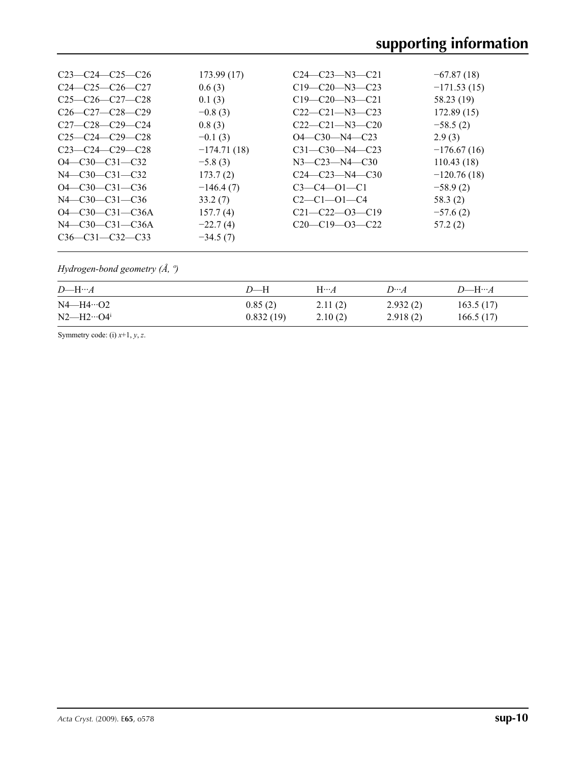| | | | |
|---|---|---|---|
| C23—C24—C25—C26 | 173.99 (17) | C24—C23—N3—C21 | −67.87 (18) |
| C24—C25—C26—C27 | 0.6 (3) | C19—C20—N3—C23 | −171.53 (15) |
| C25—C26—C27—C28 | 0.1 (3) | C19—C20—N3—C21 | 58.23 (19) |
| C26—C27—C28—C29 | −0.8 (3) | C22—C21—N3—C23 | 172.89 (15) |
| C27—C28—C29—C24 | 0.8 (3) | C22—C21—N3—C20 | −58.5 (2) |
| C25—C24—C29—C28 | −0.1 (3) | O4—C30—N4—C23 | 2.9 (3) |
| C23—C24—C29—C28 | −174.71 (18) | C31—C30—N4—C23 | −176.67 (16) |
| O4—C30—C31—C32 | −5.8 (3) | N3—C23—N4—C30 | 110.43 (18) |
| N4—C30—C31—C32 | 173.7 (2) | C24—C23—N4—C30 | −120.76 (18) |
| O4—C30—C31—C36 | −146.4 (7) | C3—C4—O1—C1 | −58.9 (2) |
| N4—C30—C31—C36 | 33.2 (7) | C2—C1—O1—C4 | 58.3 (2) |
| O4—C30—C31—C36A | 157.7 (4) | C21—C22—O3—C19 | −57.6 (2) |
| N4—C30—C31—C36A | −22.7 (4) | C20—C19—O3—C22 | 57.2 (2) |
| C36—C31—C32—C33 | −34.5 (7) | | |

*Hydrogen-bond geometry (Å, º)*

| *D*—H···*A* | *D*—H | H···*A* | *D*···*A* | *D*—H···*A* |
|---|---|---|---|---|
| N4—H4···O2 | 0.85 (2) | 2.11 (2) | 2.932 (2) | 163.5 (17) |
| N2—H2···O4[i] | 0.832 (19) | 2.10 (2) | 2.918 (2) | 166.5 (17) |

Symmetry code: (i) *x*+1, *y*, *z*.